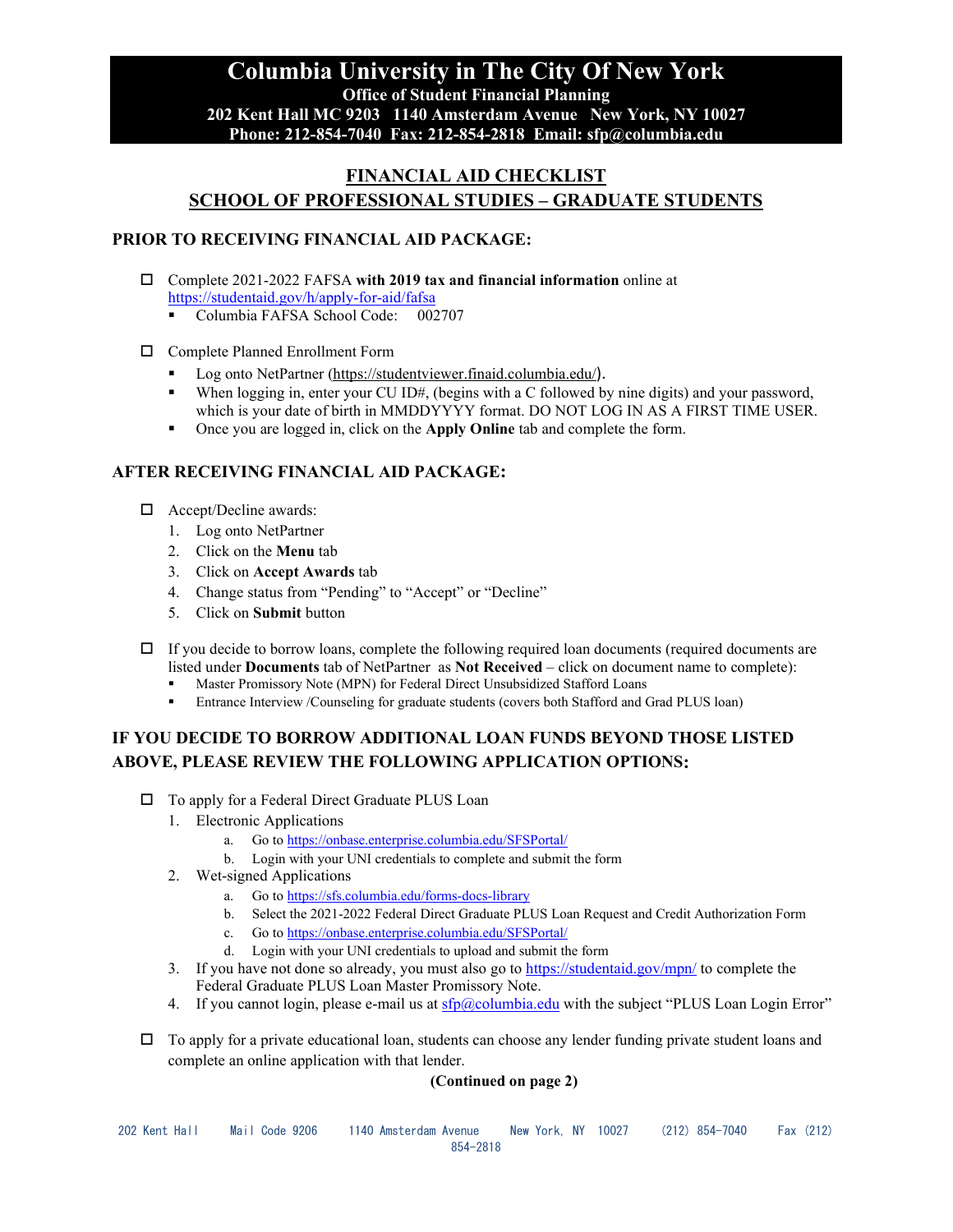# Columbia University in The City Of New York

**Office of Student Financial Planning**
**202 Kent Hall MC 9203 1140 Amsterdam Avenue New York, NY 10027**
**Phone: 212-854-7040 Fax: 212-854-2818 Email: sfp@columbia.edu**

## FINANCIAL AID CHECKLIST
## SCHOOL OF PROFESSIONAL STUDIES – GRADUATE STUDENTS

### PRIOR TO RECEIVING FINANCIAL AID PACKAGE:

- ☐ Complete 2021-2022 FAFSA **with 2019 tax and financial information** online at https://studentaid.gov/h/apply-for-aid/fafsa
  - Columbia FAFSA School Code: 002707

- ☐ Complete Planned Enrollment Form
  - Log onto NetPartner (https://studentviewer.finaid.columbia.edu/).
  - When logging in, enter your CU ID#, (begins with a C followed by nine digits) and your password, which is your date of birth in MMDDYYYY format. DO NOT LOG IN AS A FIRST TIME USER.
  - Once you are logged in, click on the **Apply Online** tab and complete the form.

### AFTER RECEIVING FINANCIAL AID PACKAGE:

- ☐ Accept/Decline awards:
  1. Log onto NetPartner
  2. Click on the **Menu** tab
  3. Click on **Accept Awards** tab
  4. Change status from "Pending" to "Accept" or "Decline"
  5. Click on **Submit** button

- ☐ If you decide to borrow loans, complete the following required loan documents (required documents are listed under **Documents** tab of NetPartner as **Not Received** – click on document name to complete):
  - Master Promissory Note (MPN) for Federal Direct Unsubsidized Stafford Loans
  - Entrance Interview /Counseling for graduate students (covers both Stafford and Grad PLUS loan)

### IF YOU DECIDE TO BORROW ADDITIONAL LOAN FUNDS BEYOND THOSE LISTED ABOVE, PLEASE REVIEW THE FOLLOWING APPLICATION OPTIONS:

- ☐ To apply for a Federal Direct Graduate PLUS Loan
  1. Electronic Applications
     a. Go to https://onbase.enterprise.columbia.edu/SFSPortal/
     b. Login with your UNI credentials to complete and submit the form
  2. Wet-signed Applications
     a. Go to https://sfs.columbia.edu/forms-docs-library
     b. Select the 2021-2022 Federal Direct Graduate PLUS Loan Request and Credit Authorization Form
     c. Go to https://onbase.enterprise.columbia.edu/SFSPortal/
     d. Login with your UNI credentials to upload and submit the form
  3. If you have not done so already, you must also go to https://studentaid.gov/mpn/ to complete the Federal Graduate PLUS Loan Master Promissory Note.
  4. If you cannot login, please e-mail us at sfp@columbia.edu with the subject "PLUS Loan Login Error"

- ☐ To apply for a private educational loan, students can choose any lender funding private student loans and complete an online application with that lender.

**(Continued on page 2)**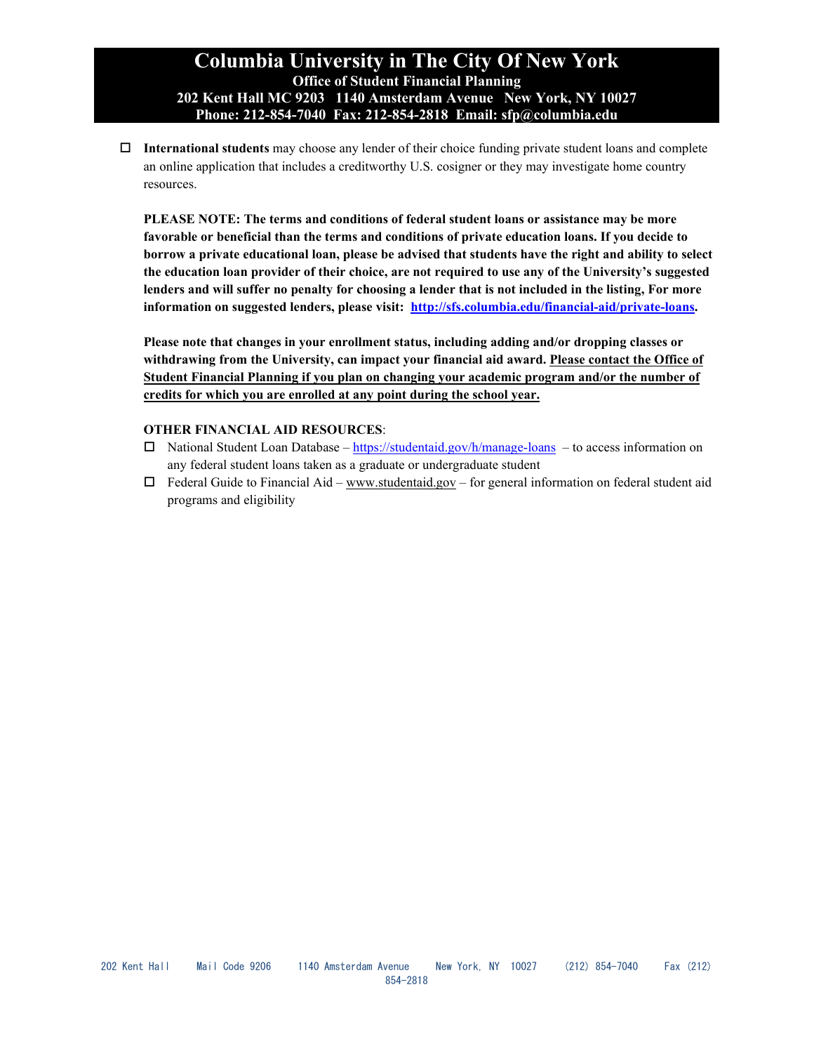- ☐ **International students** may choose any lender of their choice funding private student loans and complete an online application that includes a creditworthy U.S. cosigner or they may investigate home country resources.

**PLEASE NOTE: The terms and conditions of federal student loans or assistance may be more favorable or beneficial than the terms and conditions of private education loans. If you decide to borrow a private educational loan, please be advised that students have the right and ability to select the education loan provider of their choice, are not required to use any of the University's suggested lenders and will suffer no penalty for choosing a lender that is not included in the listing, For more information on suggested lenders, please visit: [http://sfs.columbia.edu/financial-aid/private-loans](http://sfs.columbia.edu/financial-aid/private-loans).**

**Please note that changes in your enrollment status, including adding and/or dropping classes or withdrawing from the University, can impact your financial aid award. <u>Please contact the Office of Student Financial Planning if you plan on changing your academic program and/or the number of credits for which you are enrolled at any point during the school year.</u>**

**OTHER FINANCIAL AID RESOURCES**:

- ☐ National Student Loan Database – [https://studentaid.gov/h/manage-loans](https://studentaid.gov/h/manage-loans) – to access information on any federal student loans taken as a graduate or undergraduate student
- ☐ Federal Guide to Financial Aid – www.studentaid.gov – for general information on federal student aid programs and eligibility